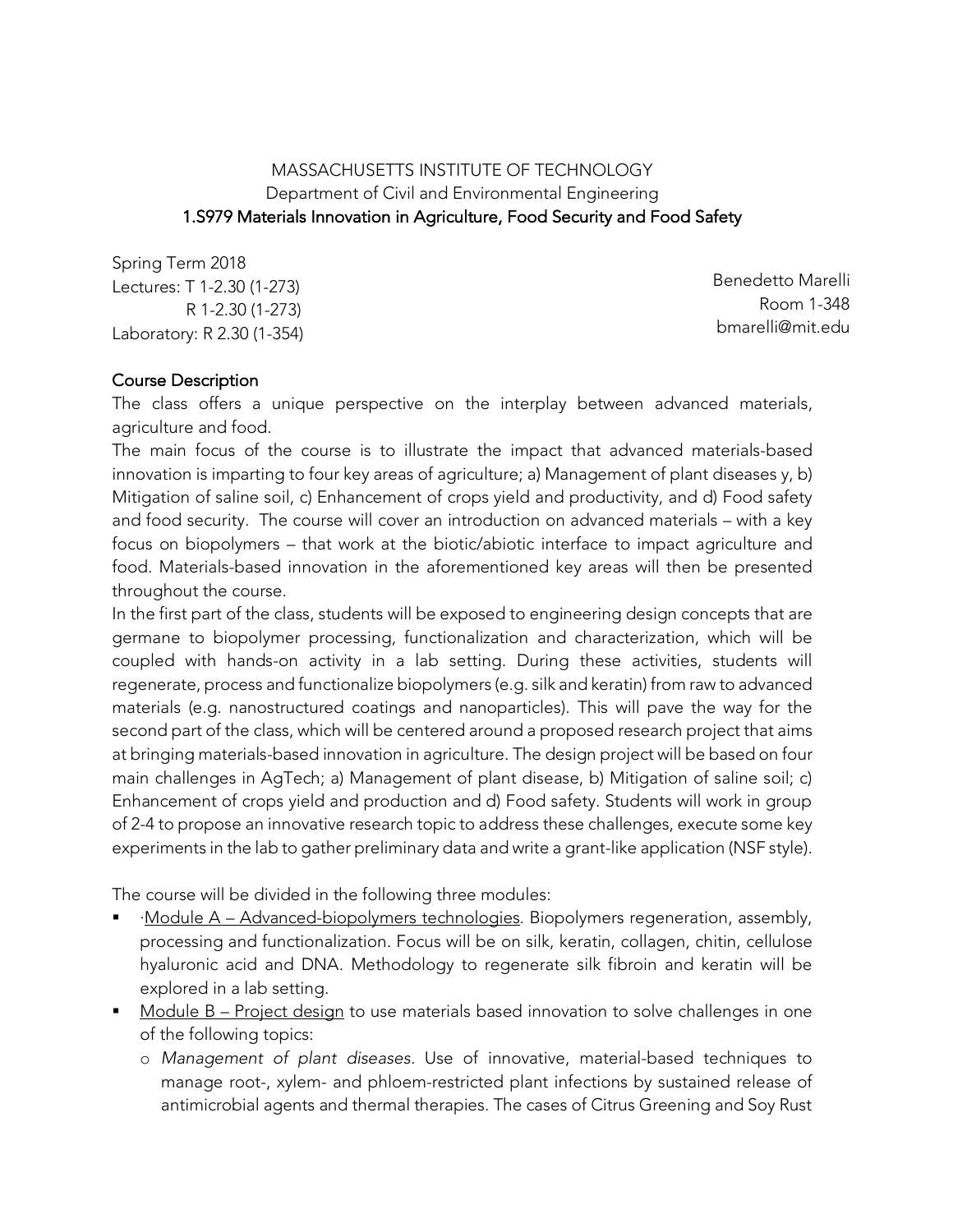MASSACHUSETTS INSTITUTE OF TECHNOLOGY

Department of Civil and Environmental Engineering

1.S979 Materials Innovation in Agriculture, Food Security and Food Safety

Spring Term 2018
Lectures: T 1-2.30 (1-273)
R 1-2.30 (1-273)
Laboratory: R 2.30 (1-354)

Benedetto Marelli
Room 1-348
bmarelli@mit.edu

## Course Description

The class offers a unique perspective on the interplay between advanced materials, agriculture and food.

The main focus of the course is to illustrate the impact that advanced materials-based innovation is imparting to four key areas of agriculture; a) Management of plant diseases y, b) Mitigation of saline soil, c) Enhancement of crops yield and productivity, and d) Food safety and food security. The course will cover an introduction on advanced materials – with a key focus on biopolymers – that work at the biotic/abiotic interface to impact agriculture and food. Materials-based innovation in the aforementioned key areas will then be presented throughout the course.

In the first part of the class, students will be exposed to engineering design concepts that are germane to biopolymer processing, functionalization and characterization, which will be coupled with hands-on activity in a lab setting. During these activities, students will regenerate, process and functionalize biopolymers (e.g. silk and keratin) from raw to advanced materials (e.g. nanostructured coatings and nanoparticles). This will pave the way for the second part of the class, which will be centered around a proposed research project that aims at bringing materials-based innovation in agriculture. The design project will be based on four main challenges in AgTech; a) Management of plant disease, b) Mitigation of saline soil; c) Enhancement of crops yield and production and d) Food safety. Students will work in group of 2-4 to propose an innovative research topic to address these challenges, execute some key experiments in the lab to gather preliminary data and write a grant-like application (NSF style).

The course will be divided in the following three modules:

- ·Module A – Advanced-biopolymers technologies. Biopolymers regeneration, assembly, processing and functionalization. Focus will be on silk, keratin, collagen, chitin, cellulose hyaluronic acid and DNA. Methodology to regenerate silk fibroin and keratin will be explored in a lab setting.
- Module B – Project design to use materials based innovation to solve challenges in one of the following topics:
  - *Management of plant diseases*. Use of innovative, material-based techniques to manage root-, xylem- and phloem-restricted plant infections by sustained release of antimicrobial agents and thermal therapies. The cases of Citrus Greening and Soy Rust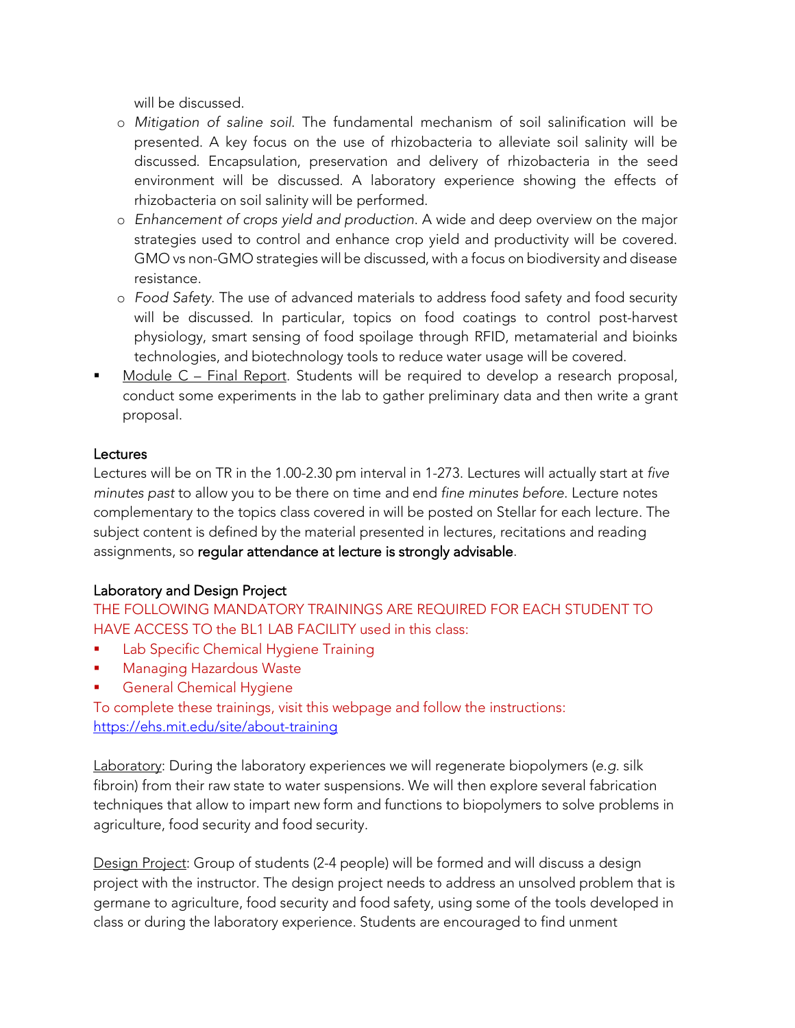will be discussed.

- *Mitigation of saline soil*. The fundamental mechanism of soil salinification will be presented. A key focus on the use of rhizobacteria to alleviate soil salinity will be discussed. Encapsulation, preservation and delivery of rhizobacteria in the seed environment will be discussed. A laboratory experience showing the effects of rhizobacteria on soil salinity will be performed.
- *Enhancement of crops yield and production*. A wide and deep overview on the major strategies used to control and enhance crop yield and productivity will be covered. GMO vs non-GMO strategies will be discussed, with a focus on biodiversity and disease resistance.
- *Food Safety*. The use of advanced materials to address food safety and food security will be discussed. In particular, topics on food coatings to control post-harvest physiology, smart sensing of food spoilage through RFID, metamaterial and bioinks technologies, and biotechnology tools to reduce water usage will be covered.

- Module C – Final Report. Students will be required to develop a research proposal, conduct some experiments in the lab to gather preliminary data and then write a grant proposal.

## Lectures

Lectures will be on TR in the 1.00-2.30 pm interval in 1-273. Lectures will actually start at *five minutes past* to allow you to be there on time and end *fine minutes before*. Lecture notes complementary to the topics class covered in will be posted on Stellar for each lecture. The subject content is defined by the material presented in lectures, recitations and reading assignments, so **regular attendance at lecture is strongly advisable**.

## Laboratory and Design Project

THE FOLLOWING MANDATORY TRAININGS ARE REQUIRED FOR EACH STUDENT TO HAVE ACCESS TO the BL1 LAB FACILITY used in this class:

- Lab Specific Chemical Hygiene Training
- Managing Hazardous Waste
- General Chemical Hygiene

To complete these trainings, visit this webpage and follow the instructions: https://ehs.mit.edu/site/about-training

Laboratory: During the laboratory experiences we will regenerate biopolymers (*e.g.* silk fibroin) from their raw state to water suspensions. We will then explore several fabrication techniques that allow to impart new form and functions to biopolymers to solve problems in agriculture, food security and food security.

Design Project: Group of students (2-4 people) will be formed and will discuss a design project with the instructor. The design project needs to address an unsolved problem that is germane to agriculture, food security and food safety, using some of the tools developed in class or during the laboratory experience. Students are encouraged to find unment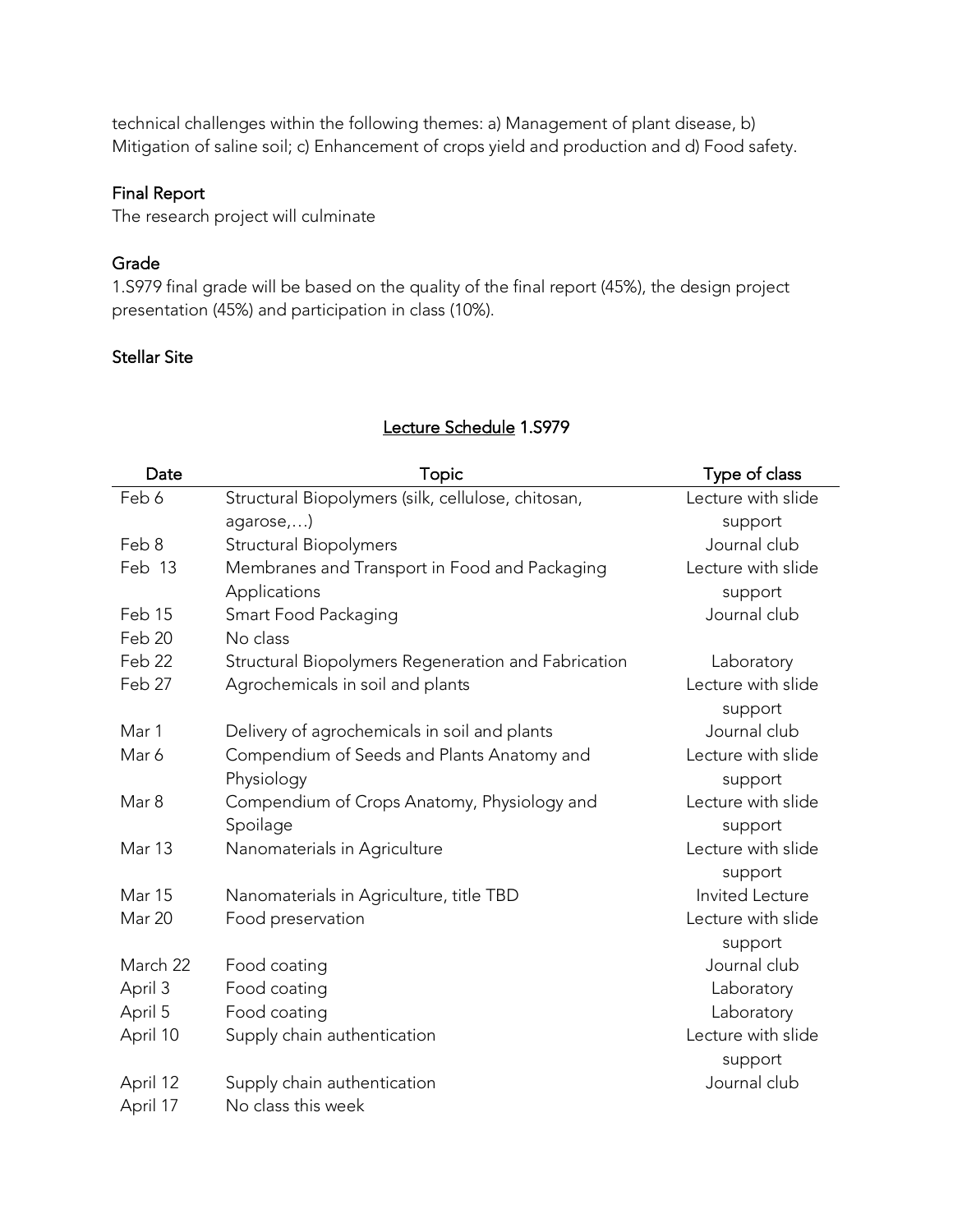technical challenges within the following themes: a) Management of plant disease, b) Mitigation of saline soil; c) Enhancement of crops yield and production and d) Food safety.

### Final Report

The research project will culminate

### Grade

1.S979 final grade will be based on the quality of the final report (45%), the design project presentation (45%) and participation in class (10%).

### Stellar Site

## Lecture Schedule 1.S979

| Date | Topic | Type of class |
|---|---|---|
| Feb 6 | Structural Biopolymers (silk, cellulose, chitosan, agarose,…) | Lecture with slide support |
| Feb 8 | Structural Biopolymers | Journal club |
| Feb 13 | Membranes and Transport in Food and Packaging Applications | Lecture with slide support |
| Feb 15 | Smart Food Packaging | Journal club |
| Feb 20 | No class | |
| Feb 22 | Structural Biopolymers Regeneration and Fabrication | Laboratory |
| Feb 27 | Agrochemicals in soil and plants | Lecture with slide support |
| Mar 1 | Delivery of agrochemicals in soil and plants | Journal club |
| Mar 6 | Compendium of Seeds and Plants Anatomy and Physiology | Lecture with slide support |
| Mar 8 | Compendium of Crops Anatomy, Physiology and Spoilage | Lecture with slide support |
| Mar 13 | Nanomaterials in Agriculture | Lecture with slide support |
| Mar 15 | Nanomaterials in Agriculture, title TBD | Invited Lecture |
| Mar 20 | Food preservation | Lecture with slide support |
| March 22 | Food coating | Journal club |
| April 3 | Food coating | Laboratory |
| April 5 | Food coating | Laboratory |
| April 10 | Supply chain authentication | Lecture with slide support |
| April 12 | Supply chain authentication | Journal club |
| April 17 | No class this week | |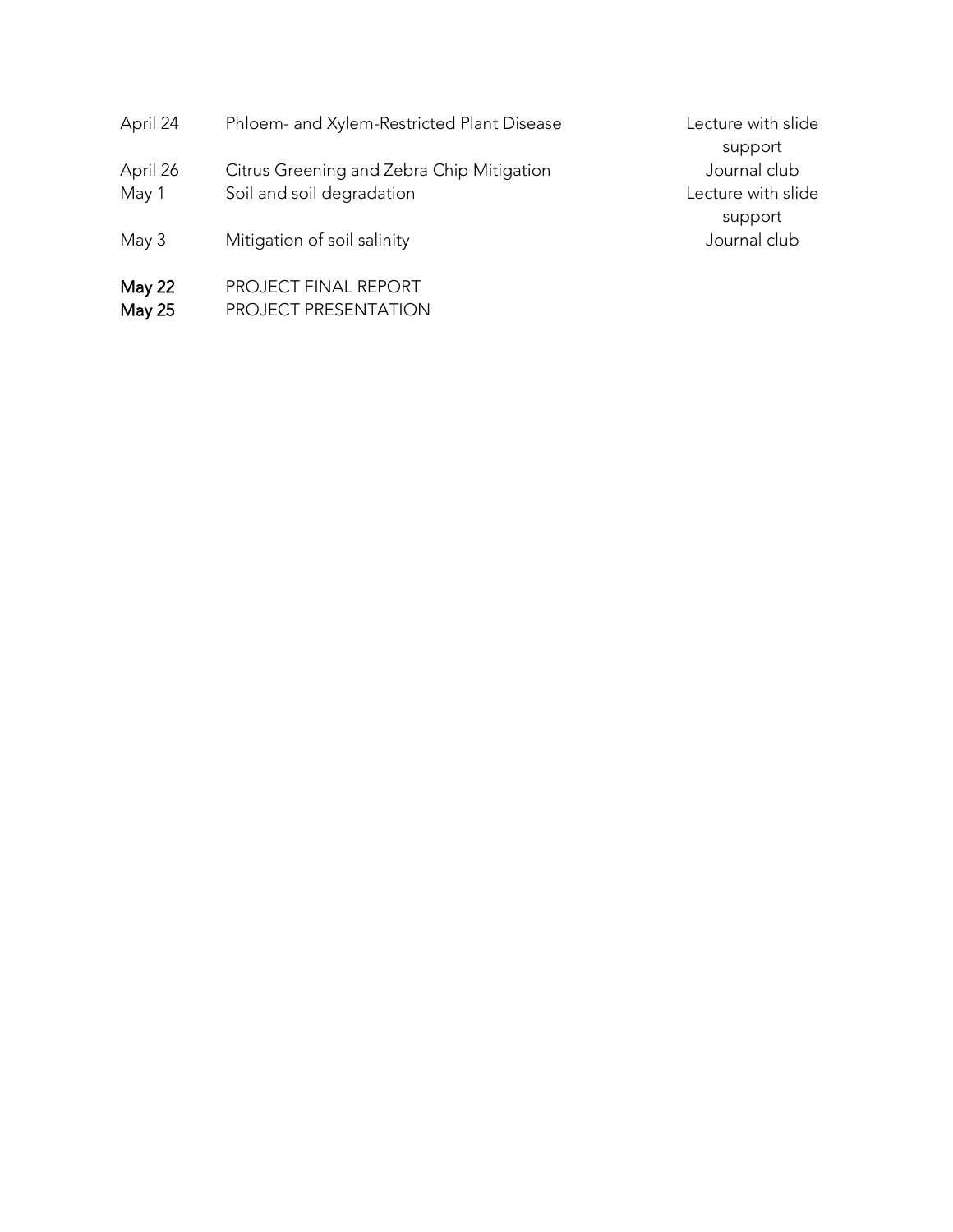| | | |
|---|---|---|
| April 24 | Phloem- and Xylem-Restricted Plant Disease | Lecture with slide support |
| April 26 | Citrus Greening and Zebra Chip Mitigation | Journal club |
| May 1 | Soil and soil degradation | Lecture with slide support |
| May 3 | Mitigation of soil salinity | Journal club |
| **May 22** | PROJECT FINAL REPORT | |
| **May 25** | PROJECT PRESENTATION | |